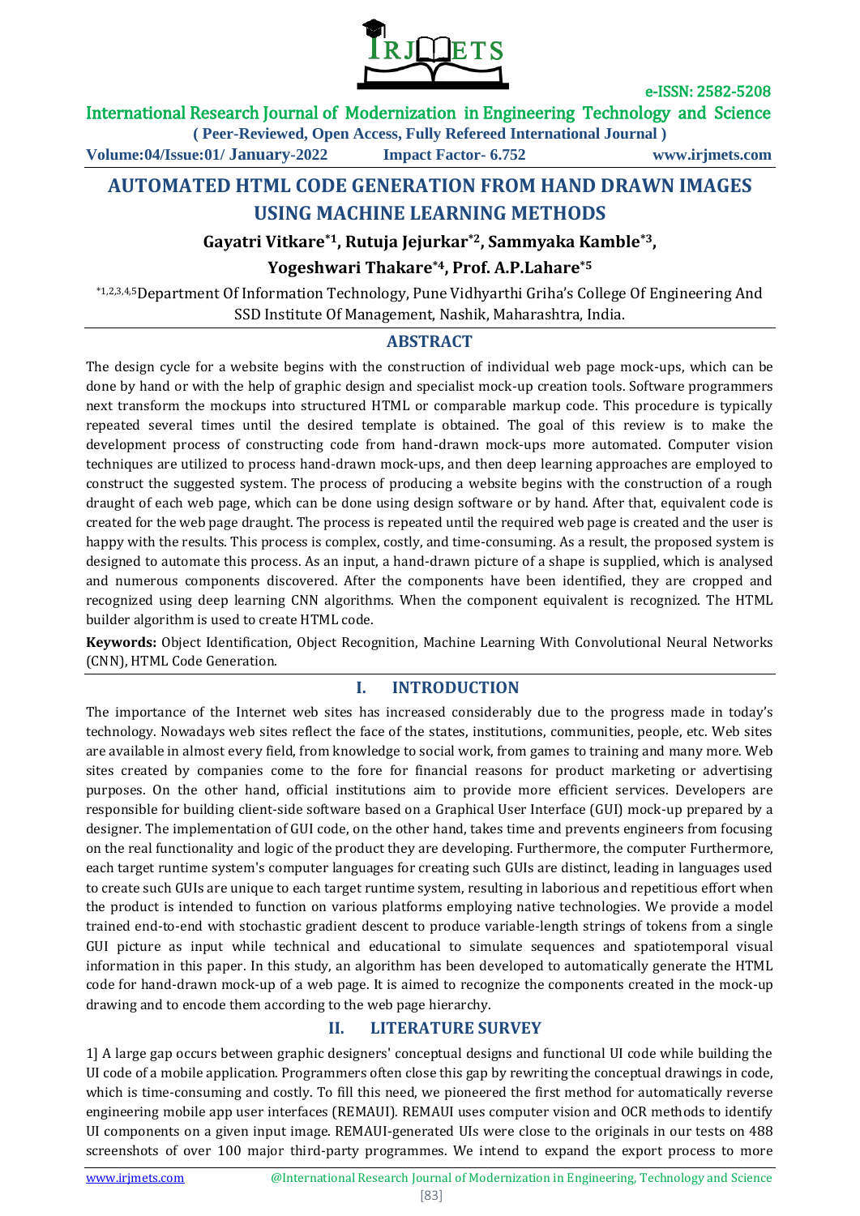# AUTOMATED HTML CODE GENERATION FROM HAND DRAWN IMAGES USING MACHINE LEARNING METHODS

**Gayatri Vitkare[*1], Rutuja Jejurkar[*2], Sammyaka Kamble[*3], Yogeshwari Thakare[*4], Prof. A.P.Lahare[*5]**

[*1,2,3,4,5]Department Of Information Technology, Pune Vidhyarthi Griha's College Of Engineering And SSD Institute Of Management, Nashik, Maharashtra, India.

## ABSTRACT

The design cycle for a website begins with the construction of individual web page mock-ups, which can be done by hand or with the help of graphic design and specialist mock-up creation tools. Software programmers next transform the mockups into structured HTML or comparable markup code. This procedure is typically repeated several times until the desired template is obtained. The goal of this review is to make the development process of constructing code from hand-drawn mock-ups more automated. Computer vision techniques are utilized to process hand-drawn mock-ups, and then deep learning approaches are employed to construct the suggested system. The process of producing a website begins with the construction of a rough draught of each web page, which can be done using design software or by hand. After that, equivalent code is created for the web page draught. The process is repeated until the required web page is created and the user is happy with the results. This process is complex, costly, and time-consuming. As a result, the proposed system is designed to automate this process. As an input, a hand-drawn picture of a shape is supplied, which is analysed and numerous components discovered. After the components have been identified, they are cropped and recognized using deep learning CNN algorithms. When the component equivalent is recognized. The HTML builder algorithm is used to create HTML code.

**Keywords:** Object Identification, Object Recognition, Machine Learning With Convolutional Neural Networks (CNN), HTML Code Generation.

## I. INTRODUCTION

The importance of the Internet web sites has increased considerably due to the progress made in today's technology. Nowadays web sites reflect the face of the states, institutions, communities, people, etc. Web sites are available in almost every field, from knowledge to social work, from games to training and many more. Web sites created by companies come to the fore for financial reasons for product marketing or advertising purposes. On the other hand, official institutions aim to provide more efficient services. Developers are responsible for building client-side software based on a Graphical User Interface (GUI) mock-up prepared by a designer. The implementation of GUI code, on the other hand, takes time and prevents engineers from focusing on the real functionality and logic of the product they are developing. Furthermore, the computer Furthermore, each target runtime system's computer languages for creating such GUIs are distinct, leading in languages used to create such GUIs are unique to each target runtime system, resulting in laborious and repetitious effort when the product is intended to function on various platforms employing native technologies. We provide a model trained end-to-end with stochastic gradient descent to produce variable-length strings of tokens from a single GUI picture as input while technical and educational to simulate sequences and spatiotemporal visual information in this paper. In this study, an algorithm has been developed to automatically generate the HTML code for hand-drawn mock-up of a web page. It is aimed to recognize the components created in the mock-up drawing and to encode them according to the web page hierarchy.

## II. LITERATURE SURVEY

1] A large gap occurs between graphic designers' conceptual designs and functional UI code while building the UI code of a mobile application. Programmers often close this gap by rewriting the conceptual drawings in code, which is time-consuming and costly. To fill this need, we pioneered the first method for automatically reverse engineering mobile app user interfaces (REMAUI). REMAUI uses computer vision and OCR methods to identify UI components on a given input image. REMAUI-generated UIs were close to the originals in our tests on 488 screenshots of over 100 major third-party programmes. We intend to expand the export process to more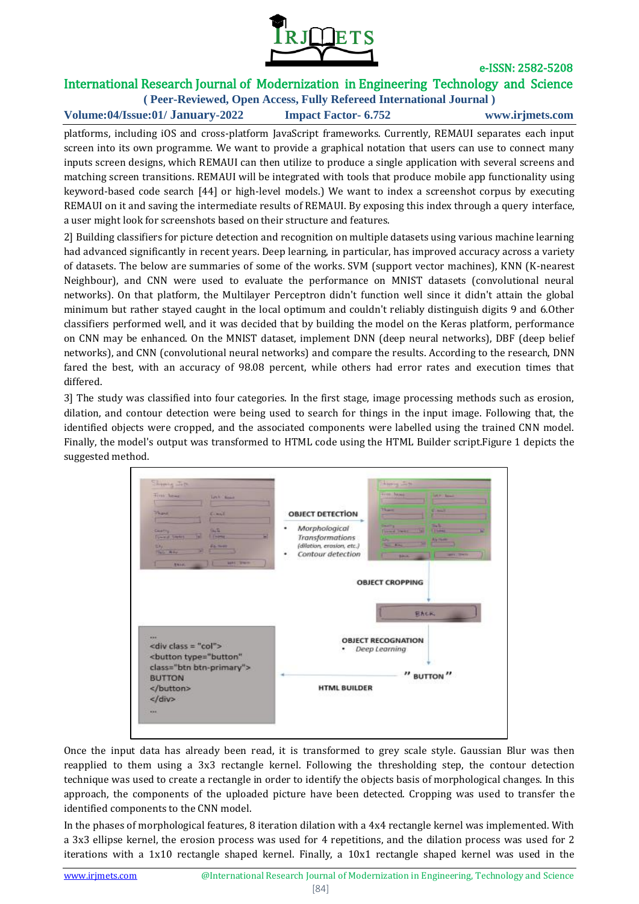platforms, including iOS and cross-platform JavaScript frameworks. Currently, REMAUI separates each input screen into its own programme. We want to provide a graphical notation that users can use to connect many inputs screen designs, which REMAUI can then utilize to produce a single application with several screens and matching screen transitions. REMAUI will be integrated with tools that produce mobile app functionality using keyword-based code search [44] or high-level models.) We want to index a screenshot corpus by executing REMAUI on it and saving the intermediate results of REMAUI. By exposing this index through a query interface, a user might look for screenshots based on their structure and features.

2] Building classifiers for picture detection and recognition on multiple datasets using various machine learning had advanced significantly in recent years. Deep learning, in particular, has improved accuracy across a variety of datasets. The below are summaries of some of the works. SVM (support vector machines), KNN (K-nearest Neighbour), and CNN were used to evaluate the performance on MNIST datasets (convolutional neural networks). On that platform, the Multilayer Perceptron didn't function well since it didn't attain the global minimum but rather stayed caught in the local optimum and couldn't reliably distinguish digits 9 and 6.Other classifiers performed well, and it was decided that by building the model on the Keras platform, performance on CNN may be enhanced. On the MNIST dataset, implement DNN (deep neural networks), DBF (deep belief networks), and CNN (convolutional neural networks) and compare the results. According to the research, DNN fared the best, with an accuracy of 98.08 percent, while others had error rates and execution times that differed.

3] The study was classified into four categories. In the first stage, image processing methods such as erosion, dilation, and contour detection were being used to search for things in the input image. Following that, the identified objects were cropped, and the associated components were labelled using the trained CNN model. Finally, the model's output was transformed to HTML code using the HTML Builder script.Figure 1 depicts the suggested method.

OBJECT DETECTION
- Morphological Transformations (dilation, erosion, etc.)
- Contour detection

OBJECT CROPPING

OBJECT RECOGNATION
- Deep Learning

HTML BUILDER

```
...
<div class = "col">
<button type="button"
class="btn btn-primary">
BUTTON
</button>
</div>
...
```

" BUTTON "

Once the input data has already been read, it is transformed to grey scale style. Gaussian Blur was then reapplied to them using a 3x3 rectangle kernel. Following the thresholding step, the contour detection technique was used to create a rectangle in order to identify the objects basis of morphological changes. In this approach, the components of the uploaded picture have been detected. Cropping was used to transfer the identified components to the CNN model.

In the phases of morphological features, 8 iteration dilation with a 4x4 rectangle kernel was implemented. With a 3x3 ellipse kernel, the erosion process was used for 4 repetitions, and the dilation process was used for 2 iterations with a 1x10 rectangle shaped kernel. Finally, a 10x1 rectangle shaped kernel was used in the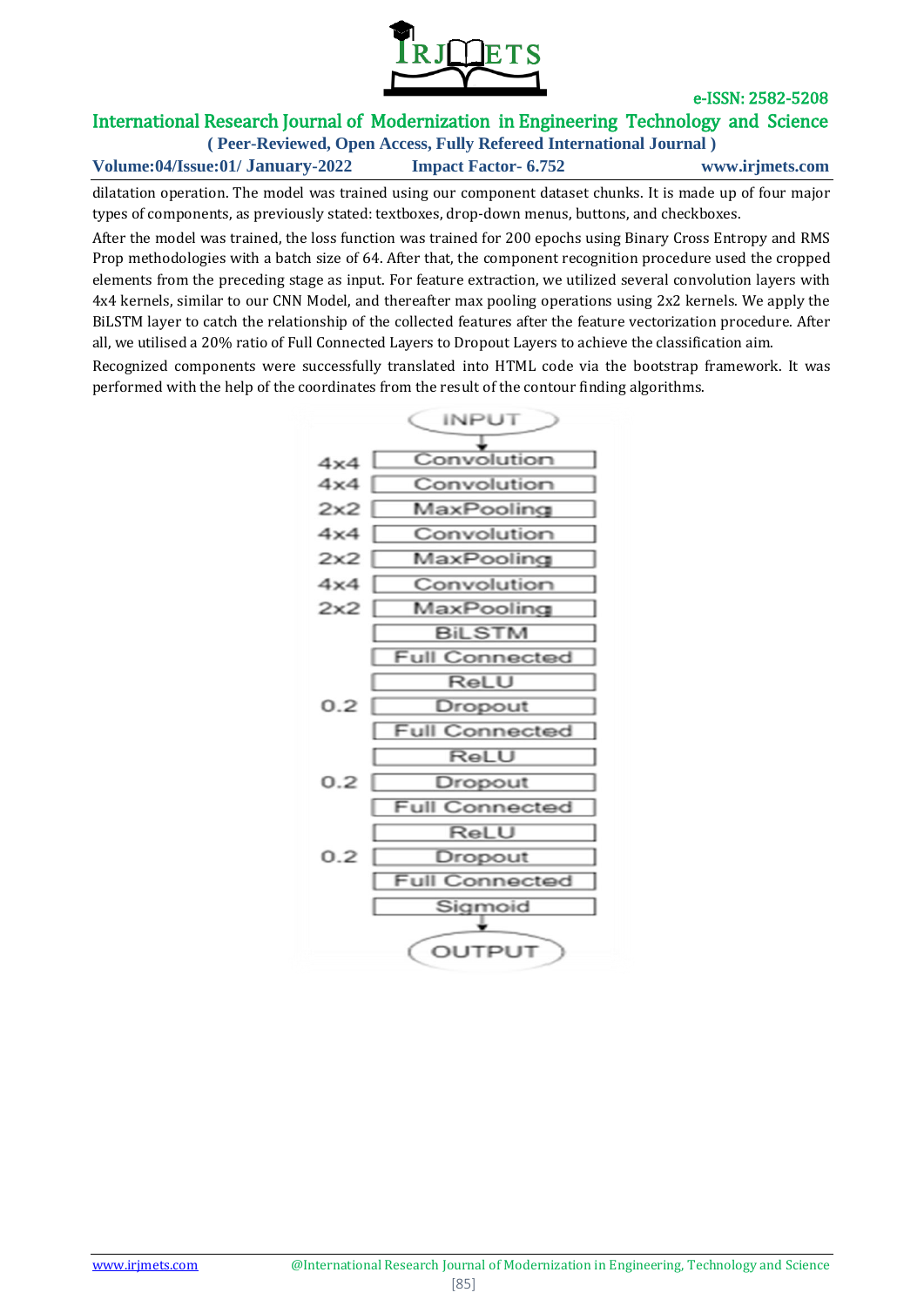dilatation operation. The model was trained using our component dataset chunks. It is made up of four major types of components, as previously stated: textboxes, drop-down menus, buttons, and checkboxes.

After the model was trained, the loss function was trained for 200 epochs using Binary Cross Entropy and RMS Prop methodologies with a batch size of 64. After that, the component recognition procedure used the cropped elements from the preceding stage as input. For feature extraction, we utilized several convolution layers with 4x4 kernels, similar to our CNN Model, and thereafter max pooling operations using 2x2 kernels. We apply the BiLSTM layer to catch the relationship of the collected features after the feature vectorization procedure. After all, we utilised a 20% ratio of Full Connected Layers to Dropout Layers to achieve the classification aim.

Recognized components were successfully translated into HTML code via the bootstrap framework. It was performed with the help of the coordinates from the result of the contour finding algorithms.

INPUT

| | |
|---|---|
| 4x4 | Convolution |
| 4x4 | Convolution |
| 2x2 | MaxPooling |
| 4x4 | Convolution |
| 2x2 | MaxPooling |
| 4x4 | Convolution |
| 2x2 | MaxPooling |
| | BiLSTM |
| | Full Connected |
| | ReLU |
| 0.2 | Dropout |
| | Full Connected |
| | ReLU |
| 0.2 | Dropout |
| | Full Connected |
| | ReLU |
| 0.2 | Dropout |
| | Full Connected |
| | Sigmoid |

OUTPUT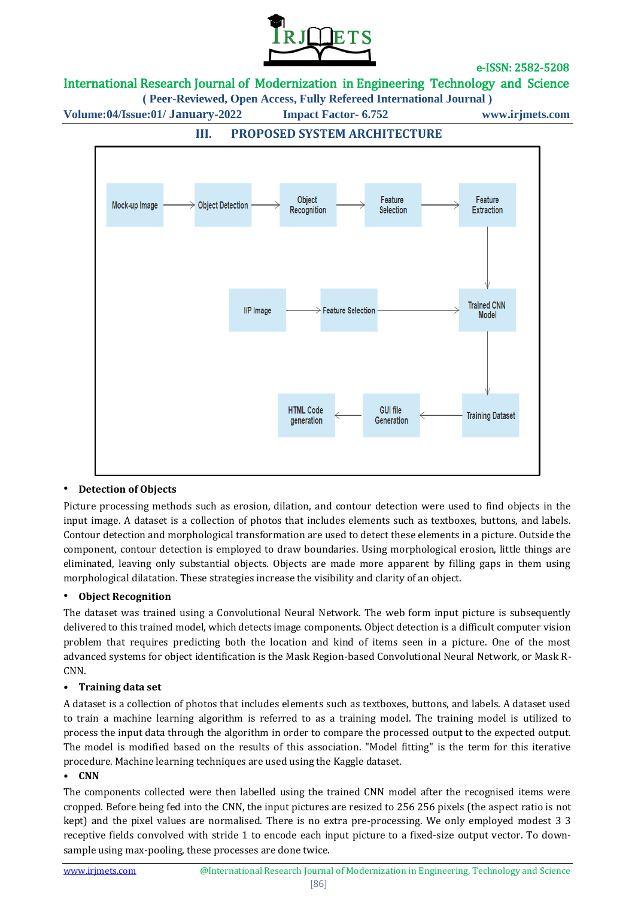## III. PROPOSED SYSTEM ARCHITECTURE

Mock-up Image → Object Detection → Object Recognition → Feature Selection → Feature Extraction → Trained CNN Model

I/P Image → Feature Selection → Trained CNN Model → Training Dataset → GUI file Generation → HTML Code generation

- **Detection of Objects**

Picture processing methods such as erosion, dilation, and contour detection were used to find objects in the input image. A dataset is a collection of photos that includes elements such as textboxes, buttons, and labels. Contour detection and morphological transformation are used to detect these elements in a picture. Outside the component, contour detection is employed to draw boundaries. Using morphological erosion, little things are eliminated, leaving only substantial objects. Objects are made more apparent by filling gaps in them using morphological dilatation. These strategies increase the visibility and clarity of an object.

- **Object Recognition**

The dataset was trained using a Convolutional Neural Network. The web form input picture is subsequently delivered to this trained model, which detects image components. Object detection is a difficult computer vision problem that requires predicting both the location and kind of items seen in a picture. One of the most advanced systems for object identification is the Mask Region-based Convolutional Neural Network, or Mask R-CNN.

- **Training data set**

A dataset is a collection of photos that includes elements such as textboxes, buttons, and labels. A dataset used to train a machine learning algorithm is referred to as a training model. The training model is utilized to process the input data through the algorithm in order to compare the processed output to the expected output. The model is modified based on the results of this association. "Model fitting" is the term for this iterative procedure. Machine learning techniques are used using the Kaggle dataset.

- **CNN**

The components collected were then labelled using the trained CNN model after the recognised items were cropped. Before being fed into the CNN, the input pictures are resized to 256 256 pixels (the aspect ratio is not kept) and the pixel values are normalised. There is no extra pre-processing. We only employed modest 3 3 receptive fields convolved with stride 1 to encode each input picture to a fixed-size output vector. To down-sample using max-pooling, these processes are done twice.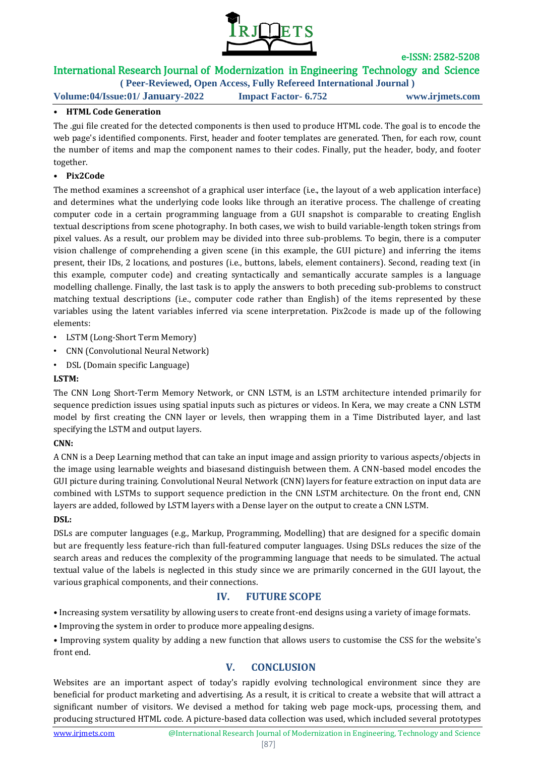- **HTML Code Generation**

The .gui file created for the detected components is then used to produce HTML code. The goal is to encode the web page's identified components. First, header and footer templates are generated. Then, for each row, count the number of items and map the component names to their codes. Finally, put the header, body, and footer together.

- **Pix2Code**

The method examines a screenshot of a graphical user interface (i.e., the layout of a web application interface) and determines what the underlying code looks like through an iterative process. The challenge of creating computer code in a certain programming language from a GUI snapshot is comparable to creating English textual descriptions from scene photography. In both cases, we wish to build variable-length token strings from pixel values. As a result, our problem may be divided into three sub-problems. To begin, there is a computer vision challenge of comprehending a given scene (in this example, the GUI picture) and inferring the items present, their IDs, 2 locations, and postures (i.e., buttons, labels, element containers). Second, reading text (in this example, computer code) and creating syntactically and semantically accurate samples is a language modelling challenge. Finally, the last task is to apply the answers to both preceding sub-problems to construct matching textual descriptions (i.e., computer code rather than English) of the items represented by these variables using the latent variables inferred via scene interpretation. Pix2code is made up of the following elements:

- LSTM (Long-Short Term Memory)
- CNN (Convolutional Neural Network)
- DSL (Domain specific Language)

**LSTM:**

The CNN Long Short-Term Memory Network, or CNN LSTM, is an LSTM architecture intended primarily for sequence prediction issues using spatial inputs such as pictures or videos. In Kera, we may create a CNN LSTM model by first creating the CNN layer or levels, then wrapping them in a Time Distributed layer, and last specifying the LSTM and output layers.

**CNN:**

A CNN is a Deep Learning method that can take an input image and assign priority to various aspects/objects in the image using learnable weights and biasesand distinguish between them. A CNN-based model encodes the GUI picture during training. Convolutional Neural Network (CNN) layers for feature extraction on input data are combined with LSTMs to support sequence prediction in the CNN LSTM architecture. On the front end, CNN layers are added, followed by LSTM layers with a Dense layer on the output to create a CNN LSTM.

**DSL:**

DSLs are computer languages (e.g., Markup, Programming, Modelling) that are designed for a specific domain but are frequently less feature-rich than full-featured computer languages. Using DSLs reduces the size of the search areas and reduces the complexity of the programming language that needs to be simulated. The actual textual value of the labels is neglected in this study since we are primarily concerned in the GUI layout, the various graphical components, and their connections.

## IV. FUTURE SCOPE

- Increasing system versatility by allowing users to create front-end designs using a variety of image formats.
- Improving the system in order to produce more appealing designs.
- Improving system quality by adding a new function that allows users to customise the CSS for the website's front end.

## V. CONCLUSION

Websites are an important aspect of today's rapidly evolving technological environment since they are beneficial for product marketing and advertising. As a result, it is critical to create a website that will attract a significant number of visitors. We devised a method for taking web page mock-ups, processing them, and producing structured HTML code. A picture-based data collection was used, which included several prototypes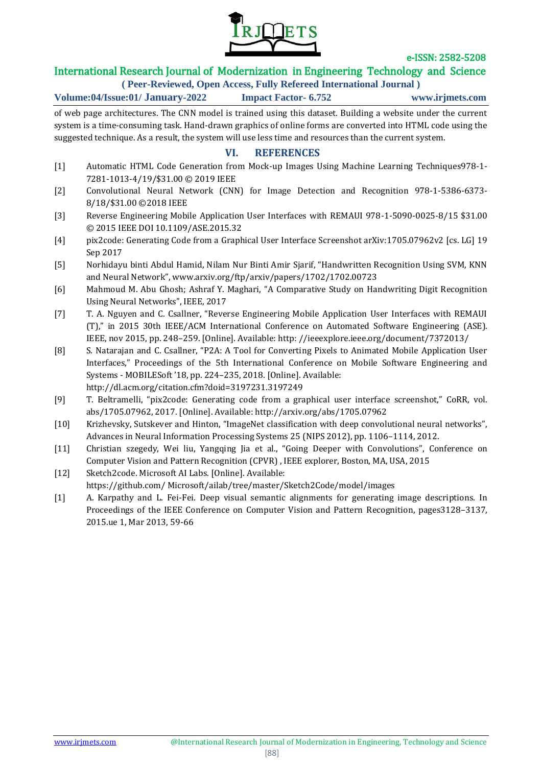of web page architectures. The CNN model is trained using this dataset. Building a website under the current system is a time-consuming task. Hand-drawn graphics of online forms are converted into HTML code using the suggested technique. As a result, the system will use less time and resources than the current system.

## VI. REFERENCES

[1] Automatic HTML Code Generation from Mock-up Images Using Machine Learning Techniques978-1-7281-1013-4/19/$31.00 © 2019 IEEE

[2] Convolutional Neural Network (CNN) for Image Detection and Recognition 978-1-5386-6373-8/18/$31.00 ©2018 IEEE

[3] Reverse Engineering Mobile Application User Interfaces with REMAUI 978-1-5090-0025-8/15 $31.00 © 2015 IEEE DOI 10.1109/ASE.2015.32

[4] pix2code: Generating Code from a Graphical User Interface Screenshot arXiv:1705.07962v2 [cs. LG] 19 Sep 2017

[5] Norhidayu binti Abdul Hamid, Nilam Nur Binti Amir Sjarif, "Handwritten Recognition Using SVM, KNN and Neural Network", www.arxiv.org/ftp/arxiv/papers/1702/1702.00723

[6] Mahmoud M. Abu Ghosh; Ashraf Y. Maghari, "A Comparative Study on Handwriting Digit Recognition Using Neural Networks", IEEE, 2017

[7] T. A. Nguyen and C. Csallner, "Reverse Engineering Mobile Application User Interfaces with REMAUI (T)," in 2015 30th IEEE/ACM International Conference on Automated Software Engineering (ASE). IEEE, nov 2015, pp. 248–259. [Online]. Available: http: //ieeexplore.ieee.org/document/7372013/

[8] S. Natarajan and C. Csallner, "P2A: A Tool for Converting Pixels to Animated Mobile Application User Interfaces," Proceedings of the 5th International Conference on Mobile Software Engineering and Systems - MOBILESoft '18, pp. 224–235, 2018. [Online]. Available: http://dl.acm.org/citation.cfm?doid=3197231.3197249

[9] T. Beltramelli, "pix2code: Generating code from a graphical user interface screenshot," CoRR, vol. abs/1705.07962, 2017. [Online]. Available: http://arxiv.org/abs/1705.07962

[10] Krizhevsky, Sutskever and Hinton, "ImageNet classification with deep convolutional neural networks", Advances in Neural Information Processing Systems 25 (NIPS 2012), pp. 1106–1114, 2012.

[11] Christian szegedy, Wei liu, Yangqing Jia et al., "Going Deeper with Convolutions", Conference on Computer Vision and Pattern Recognition (CPVR) , IEEE explorer, Boston, MA, USA, 2015

[12] Sketch2code. Microsoft AI Labs. [Online]. Available: https://github.com/ Microsoft/ailab/tree/master/Sketch2Code/model/images

[1] A. Karpathy and L. Fei-Fei. Deep visual semantic alignments for generating image descriptions. In Proceedings of the IEEE Conference on Computer Vision and Pattern Recognition, pages3128–3137, 2015.ue 1, Mar 2013, 59-66